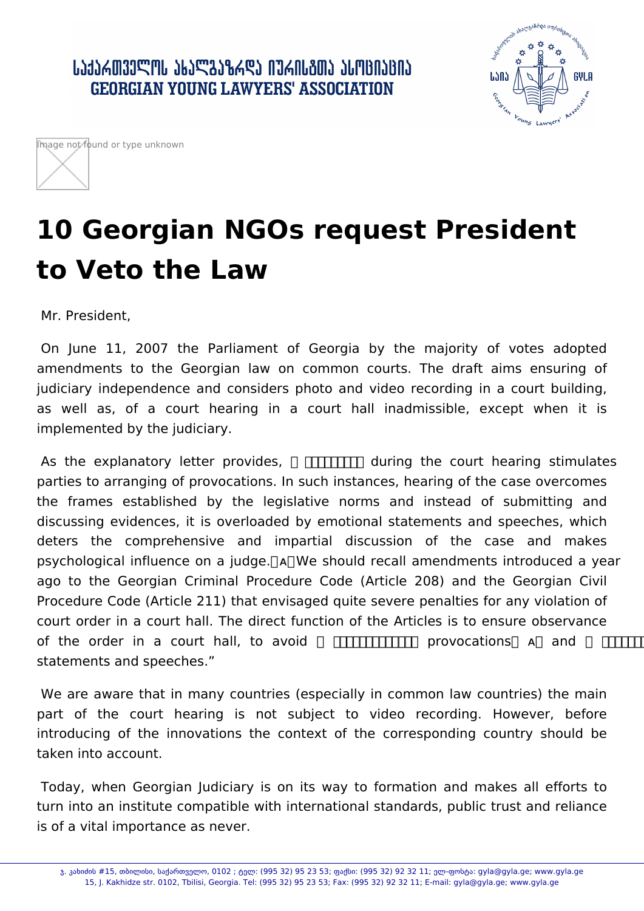# 10 Georgian NGOs request President to Veto the Law

Mr. President,

On June 11, 2007 the Parliament of Georgia by the majority of votes adopted amendments to the Georgian law on common courts. The draft aims ensuring of judiciary independence and considers photo and video recording in a court building, as well as, of a court hearing in a court hall inadmissible, except when it is implemented by the judiciary.

As the explanatory letter provides, "... during the court hearing stimulates parties to arranging of provocations. In such instances, hearing of the case overcomes the frames established by the legislative norms and instead of submitting and discussing evidences, it is overloaded by emotional statements and speeches, which deters the comprehensive and impartial discussion of the case and makes psychological influence on a judge." We should recall amendments introduced a year ago to the Georgian Criminal Procedure Code (Article 208) and the Georgian Civil Procedure Code (Article 211) that envisaged quite severe penalties for any violation of court order in a court hall. The direct function of the Articles is to ensure observance of the order in a court hall, to avoid "... provocations" and "... statements and speeches."

We are aware that in many countries (especially in common law countries) the main part of the court hearing is not subject to video recording. However, before introducing of the innovations the context of the corresponding country should be taken into account.

Today, when Georgian Judiciary is on its way to formation and makes all efforts to turn into an institute compatible with international standards, public trust and reliance is of a vital importance as never.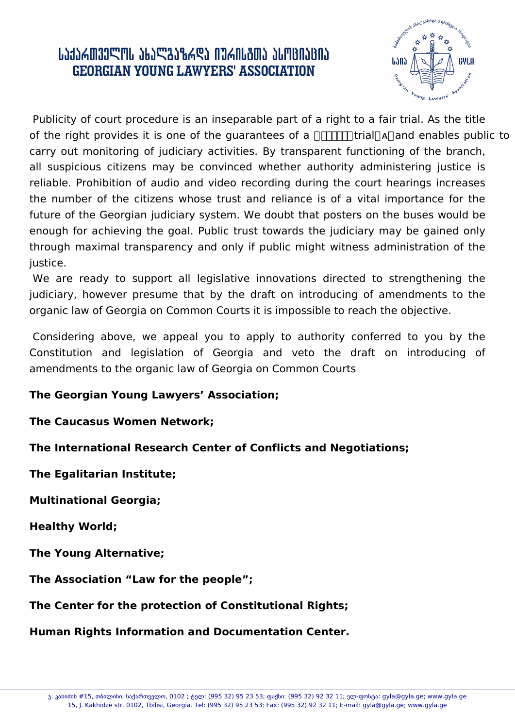Publicity of court procedure is an inseparable part of a right to a fair trial. As the title of the right provides it is one of the guarantees of a □□□□□□trial□ᴀ□and enables public to carry out monitoring of judiciary activities. By transparent functioning of the branch, all suspicious citizens may be convinced whether authority administering justice is reliable. Prohibition of audio and video recording during the court hearings increases the number of the citizens whose trust and reliance is of a vital importance for the future of the Georgian judiciary system. We doubt that posters on the buses would be enough for achieving the goal. Public trust towards the judiciary may be gained only through maximal transparency and only if public might witness administration of the justice.

We are ready to support all legislative innovations directed to strengthening the judiciary, however presume that by the draft on introducing of amendments to the organic law of Georgia on Common Courts it is impossible to reach the objective.

Considering above, we appeal you to apply to authority conferred to you by the Constitution and legislation of Georgia and veto the draft on introducing of amendments to the organic law of Georgia on Common Courts

**The Georgian Young Lawyers' Association;**

**The Caucasus Women Network;**

**The International Research Center of Conflicts and Negotiations;**

**The Egalitarian Institute;**

**Multinational Georgia;**

**Healthy World;**

**The Young Alternative;**

**The Association "Law for the people";**

**The Center for the protection of Constitutional Rights;**

**Human Rights Information and Documentation Center.**